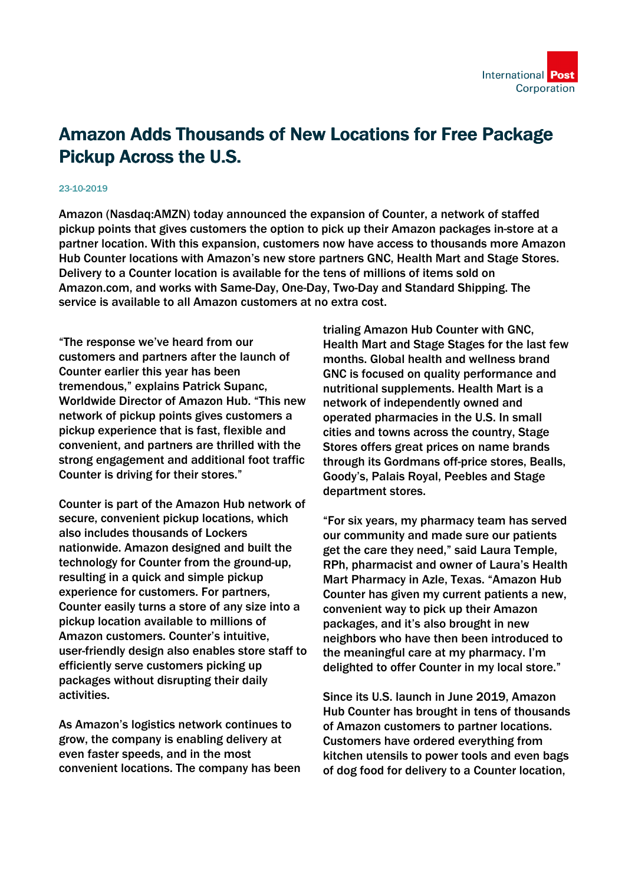# Amazon Adds Thousands of New Locations for Free Package Pickup Across the U.S.

23-10-2019

Amazon (Nasdaq:AMZN) today announced the expansion of Counter, a network of staffed pickup points that gives customers the option to pick up their Amazon packages in-store at a partner location. With this expansion, customers now have access to thousands more Amazon Hub Counter locations with Amazon's new store partners GNC, Health Mart and Stage Stores. Delivery to a Counter location is available for the tens of millions of items sold on Amazon.com, and works with Same-Day, One-Day, Two-Day and Standard Shipping. The service is available to all Amazon customers at no extra cost.

"The response we've heard from our customers and partners after the launch of Counter earlier this year has been tremendous," explains Patrick Supanc, Worldwide Director of Amazon Hub. "This new network of pickup points gives customers a pickup experience that is fast, flexible and convenient, and partners are thrilled with the strong engagement and additional foot traffic Counter is driving for their stores."

Counter is part of the Amazon Hub network of secure, convenient pickup locations, which also includes thousands of Lockers nationwide. Amazon designed and built the technology for Counter from the ground-up, resulting in a quick and simple pickup experience for customers. For partners, Counter easily turns a store of any size into a pickup location available to millions of Amazon customers. Counter's intuitive, user-friendly design also enables store staff to efficiently serve customers picking up packages without disrupting their daily activities.

As Amazon's logistics network continues to grow, the company is enabling delivery at even faster speeds, and in the most convenient locations. The company has been trialing Amazon Hub Counter with GNC, Health Mart and Stage Stages for the last few months. Global health and wellness brand GNC is focused on quality performance and nutritional supplements. Health Mart is a network of independently owned and operated pharmacies in the U.S. In small cities and towns across the country, Stage Stores offers great prices on name brands through its Gordmans off-price stores, Bealls, Goody's, Palais Royal, Peebles and Stage department stores.

"For six years, my pharmacy team has served our community and made sure our patients get the care they need," said Laura Temple, RPh, pharmacist and owner of Laura's Health Mart Pharmacy in Azle, Texas. "Amazon Hub Counter has given my current patients a new, convenient way to pick up their Amazon packages, and it's also brought in new neighbors who have then been introduced to the meaningful care at my pharmacy. I'm delighted to offer Counter in my local store."

Since its U.S. launch in June 2019, Amazon Hub Counter has brought in tens of thousands of Amazon customers to partner locations. Customers have ordered everything from kitchen utensils to power tools and even bags of dog food for delivery to a Counter location,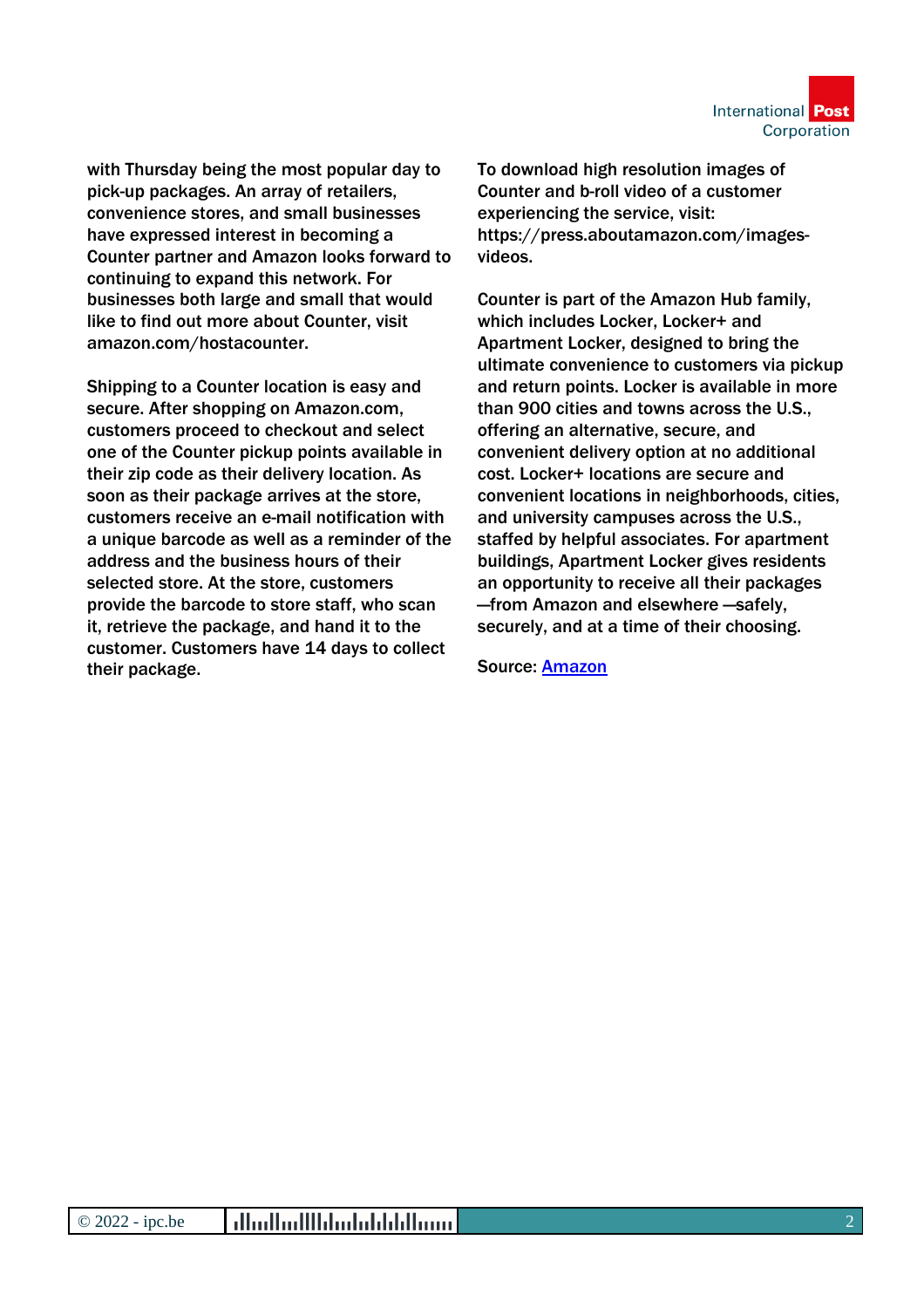with Thursday being the most popular day to pick-up packages. An array of retailers, convenience stores, and small businesses have expressed interest in becoming a Counter partner and Amazon looks forward to continuing to expand this network. For businesses both large and small that would like to find out more about Counter, visit amazon.com/hostacounter.

Shipping to a Counter location is easy and secure. After shopping on Amazon.com, customers proceed to checkout and select one of the Counter pickup points available in their zip code as their delivery location. As soon as their package arrives at the store, customers receive an e-mail notification with a unique barcode as well as a reminder of the address and the business hours of their selected store. At the store, customers provide the barcode to store staff, who scan it, retrieve the package, and hand it to the customer. Customers have 14 days to collect their package.

To download high resolution images of Counter and b-roll video of a customer experiencing the service, visit: https://press.aboutamazon.com/images-videos.

Counter is part of the Amazon Hub family, which includes Locker, Locker+ and Apartment Locker, designed to bring the ultimate convenience to customers via pickup and return points. Locker is available in more than 900 cities and towns across the U.S., offering an alternative, secure, and convenient delivery option at no additional cost. Locker+ locations are secure and convenient locations in neighborhoods, cities, and university campuses across the U.S., staffed by helpful associates. For apartment buildings, Apartment Locker gives residents an opportunity to receive all their packages—from Amazon and elsewhere—safely, securely, and at a time of their choosing.

Source: [Amazon]